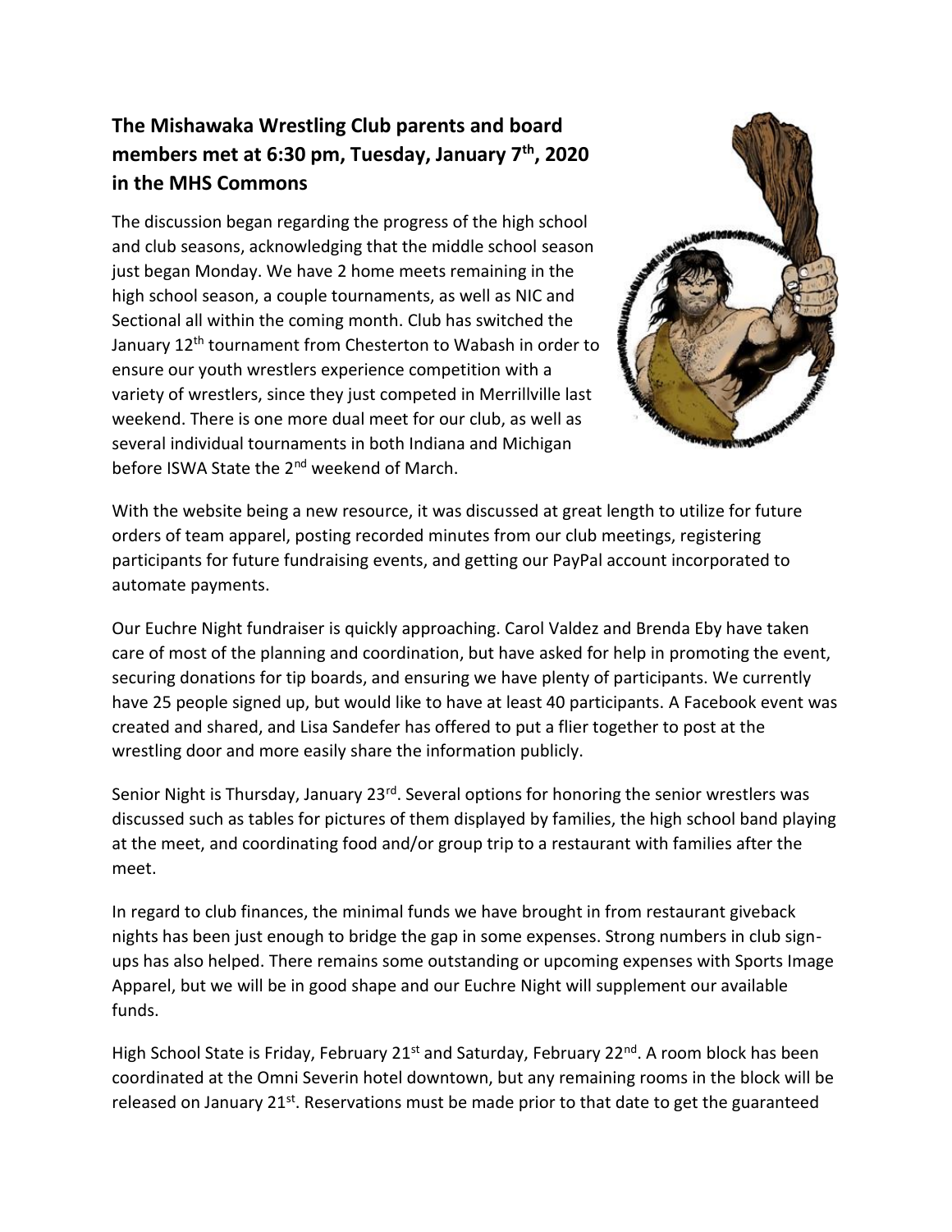## The Mishawaka Wrestling Club parents and board members met at 6:30 pm, Tuesday, January 7th, 2020 in the MHS Commons

The discussion began regarding the progress of the high school and club seasons, acknowledging that the middle school season just began Monday. We have 2 home meets remaining in the high school season, a couple tournaments, as well as NIC and Sectional all within the coming month. Club has switched the January 12th tournament from Chesterton to Wabash in order to ensure our youth wrestlers experience competition with a variety of wrestlers, since they just competed in Merrillville last weekend. There is one more dual meet for our club, as well as several individual tournaments in both Indiana and Michigan before ISWA State the 2nd weekend of March.

With the website being a new resource, it was discussed at great length to utilize for future orders of team apparel, posting recorded minutes from our club meetings, registering participants for future fundraising events, and getting our PayPal account incorporated to automate payments.

Our Euchre Night fundraiser is quickly approaching. Carol Valdez and Brenda Eby have taken care of most of the planning and coordination, but have asked for help in promoting the event, securing donations for tip boards, and ensuring we have plenty of participants. We currently have 25 people signed up, but would like to have at least 40 participants. A Facebook event was created and shared, and Lisa Sandefer has offered to put a flier together to post at the wrestling door and more easily share the information publicly.

Senior Night is Thursday, January 23rd. Several options for honoring the senior wrestlers was discussed such as tables for pictures of them displayed by families, the high school band playing at the meet, and coordinating food and/or group trip to a restaurant with families after the meet.

In regard to club finances, the minimal funds we have brought in from restaurant giveback nights has been just enough to bridge the gap in some expenses. Strong numbers in club sign-ups has also helped. There remains some outstanding or upcoming expenses with Sports Image Apparel, but we will be in good shape and our Euchre Night will supplement our available funds.

High School State is Friday, February 21st and Saturday, February 22nd. A room block has been coordinated at the Omni Severin hotel downtown, but any remaining rooms in the block will be released on January 21st. Reservations must be made prior to that date to get the guaranteed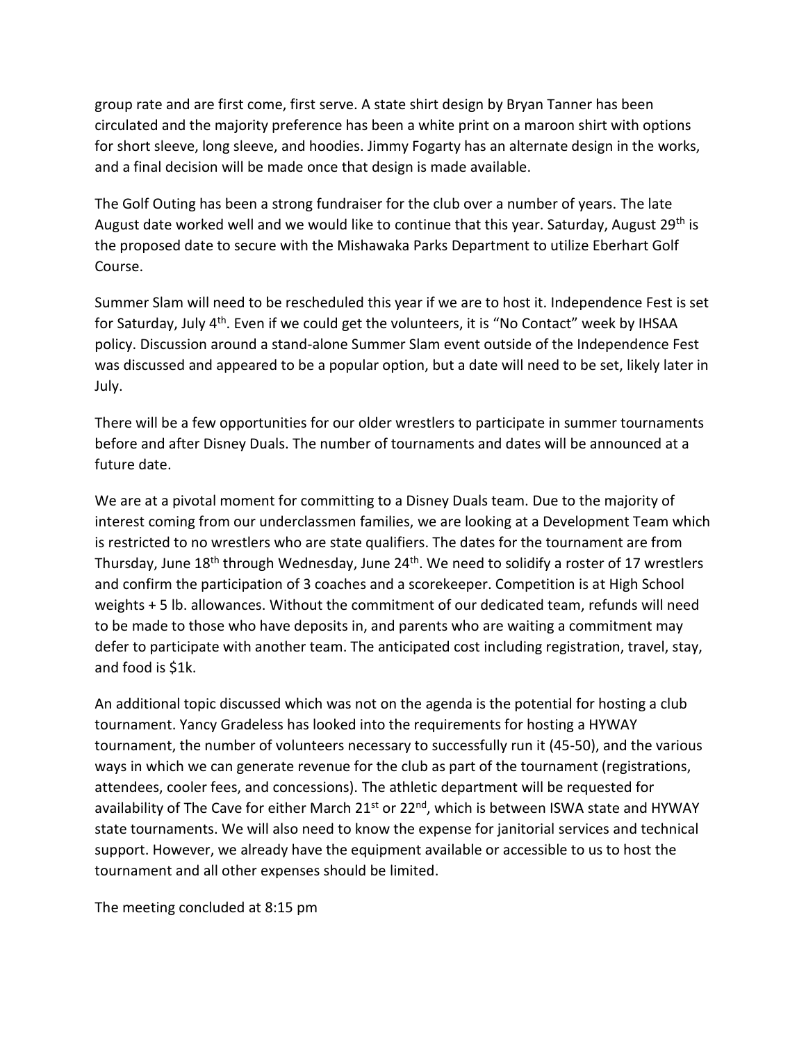group rate and are first come, first serve. A state shirt design by Bryan Tanner has been circulated and the majority preference has been a white print on a maroon shirt with options for short sleeve, long sleeve, and hoodies. Jimmy Fogarty has an alternate design in the works, and a final decision will be made once that design is made available.

The Golf Outing has been a strong fundraiser for the club over a number of years. The late August date worked well and we would like to continue that this year. Saturday, August 29th is the proposed date to secure with the Mishawaka Parks Department to utilize Eberhart Golf Course.

Summer Slam will need to be rescheduled this year if we are to host it. Independence Fest is set for Saturday, July 4th. Even if we could get the volunteers, it is "No Contact" week by IHSAA policy. Discussion around a stand-alone Summer Slam event outside of the Independence Fest was discussed and appeared to be a popular option, but a date will need to be set, likely later in July.

There will be a few opportunities for our older wrestlers to participate in summer tournaments before and after Disney Duals. The number of tournaments and dates will be announced at a future date.

We are at a pivotal moment for committing to a Disney Duals team. Due to the majority of interest coming from our underclassmen families, we are looking at a Development Team which is restricted to no wrestlers who are state qualifiers. The dates for the tournament are from Thursday, June 18th through Wednesday, June 24th. We need to solidify a roster of 17 wrestlers and confirm the participation of 3 coaches and a scorekeeper. Competition is at High School weights + 5 lb. allowances. Without the commitment of our dedicated team, refunds will need to be made to those who have deposits in, and parents who are waiting a commitment may defer to participate with another team. The anticipated cost including registration, travel, stay, and food is $1k.

An additional topic discussed which was not on the agenda is the potential for hosting a club tournament. Yancy Gradeless has looked into the requirements for hosting a HYWAY tournament, the number of volunteers necessary to successfully run it (45-50), and the various ways in which we can generate revenue for the club as part of the tournament (registrations, attendees, cooler fees, and concessions). The athletic department will be requested for availability of The Cave for either March 21st or 22nd, which is between ISWA state and HYWAY state tournaments. We will also need to know the expense for janitorial services and technical support. However, we already have the equipment available or accessible to us to host the tournament and all other expenses should be limited.

The meeting concluded at 8:15 pm